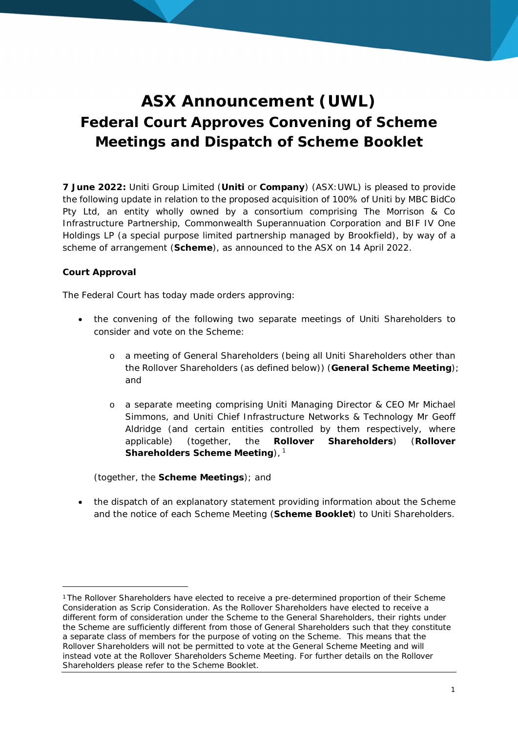# ASX Announcement (UWL)
## Federal Court Approves Convening of Scheme Meetings and Dispatch of Scheme Booklet

**7 June 2022:** Uniti Group Limited (**Uniti** or **Company**) (ASX:UWL) is pleased to provide the following update in relation to the proposed acquisition of 100% of Uniti by MBC BidCo Pty Ltd, an entity wholly owned by a consortium comprising The Morrison & Co Infrastructure Partnership, Commonwealth Superannuation Corporation and BIF IV One Holdings LP (a special purpose limited partnership managed by Brookfield), by way of a scheme of arrangement (**Scheme**), as announced to the ASX on 14 April 2022.

**Court Approval**

The Federal Court has today made orders approving:

- the convening of the following two separate meetings of Uniti Shareholders to consider and vote on the Scheme:
  - a meeting of General Shareholders (being all Uniti Shareholders other than the Rollover Shareholders (as defined below)) (**General Scheme Meeting**); and
  - a separate meeting comprising Uniti Managing Director & CEO Mr Michael Simmons, and Uniti Chief Infrastructure Networks & Technology Mr Geoff Aldridge (and certain entities controlled by them respectively, where applicable) (together, the **Rollover Shareholders**) (**Rollover Shareholders Scheme Meeting**), [1]

  (together, the **Scheme Meetings**); and

- the dispatch of an explanatory statement providing information about the Scheme and the notice of each Scheme Meeting (**Scheme Booklet**) to Uniti Shareholders.

---

[1] The Rollover Shareholders have elected to receive a pre-determined proportion of their Scheme Consideration as Scrip Consideration. As the Rollover Shareholders have elected to receive a different form of consideration under the Scheme to the General Shareholders, their rights under the Scheme are sufficiently different from those of General Shareholders such that they constitute a separate class of members for the purpose of voting on the Scheme. This means that the Rollover Shareholders will not be permitted to vote at the General Scheme Meeting and will instead vote at the Rollover Shareholders Scheme Meeting. For further details on the Rollover Shareholders please refer to the Scheme Booklet.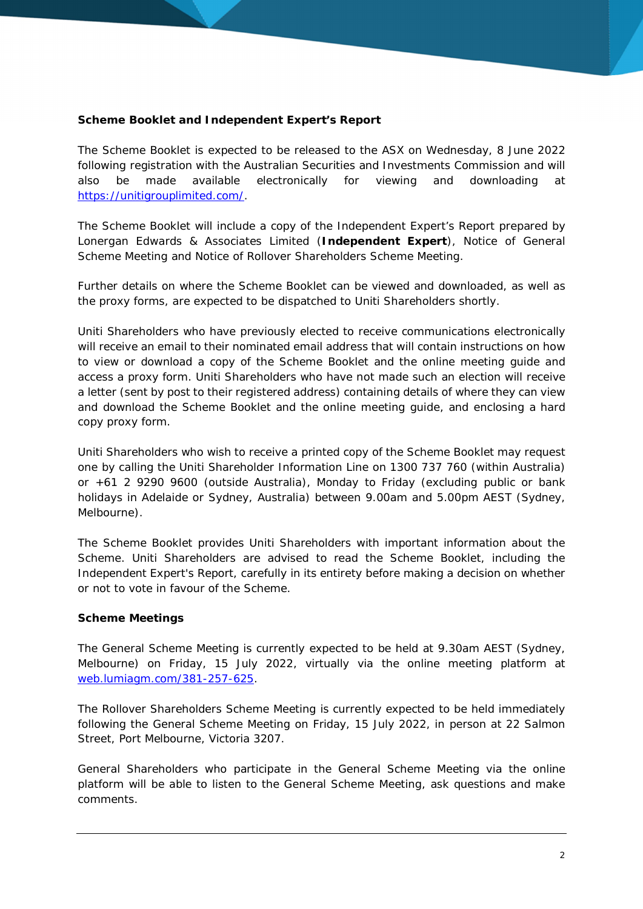**Scheme Booklet and Independent Expert's Report**

The Scheme Booklet is expected to be released to the ASX on Wednesday, 8 June 2022 following registration with the Australian Securities and Investments Commission and will also be made available electronically for viewing and downloading at [https://unitigrouplimited.com/](https://unitigrouplimited.com/).

The Scheme Booklet will include a copy of the Independent Expert's Report prepared by Lonergan Edwards & Associates Limited (**Independent Expert**), Notice of General Scheme Meeting and Notice of Rollover Shareholders Scheme Meeting.

Further details on where the Scheme Booklet can be viewed and downloaded, as well as the proxy forms, are expected to be dispatched to Uniti Shareholders shortly.

Uniti Shareholders who have previously elected to receive communications electronically will receive an email to their nominated email address that will contain instructions on how to view or download a copy of the Scheme Booklet and the online meeting guide and access a proxy form. Uniti Shareholders who have not made such an election will receive a letter (sent by post to their registered address) containing details of where they can view and download the Scheme Booklet and the online meeting guide, and enclosing a hard copy proxy form.

Uniti Shareholders who wish to receive a printed copy of the Scheme Booklet may request one by calling the Uniti Shareholder Information Line on 1300 737 760 (within Australia) or +61 2 9290 9600 (outside Australia), Monday to Friday (excluding public or bank holidays in Adelaide or Sydney, Australia) between 9.00am and 5.00pm AEST (Sydney, Melbourne).

The Scheme Booklet provides Uniti Shareholders with important information about the Scheme. Uniti Shareholders are advised to read the Scheme Booklet, including the Independent Expert's Report, carefully in its entirety before making a decision on whether or not to vote in favour of the Scheme.

**Scheme Meetings**

The General Scheme Meeting is currently expected to be held at 9.30am AEST (Sydney, Melbourne) on Friday, 15 July 2022, virtually via the online meeting platform at [web.lumiagm.com/381-257-625](web.lumiagm.com/381-257-625).

The Rollover Shareholders Scheme Meeting is currently expected to be held immediately following the General Scheme Meeting on Friday, 15 July 2022, in person at 22 Salmon Street, Port Melbourne, Victoria 3207.

General Shareholders who participate in the General Scheme Meeting via the online platform will be able to listen to the General Scheme Meeting, ask questions and make comments.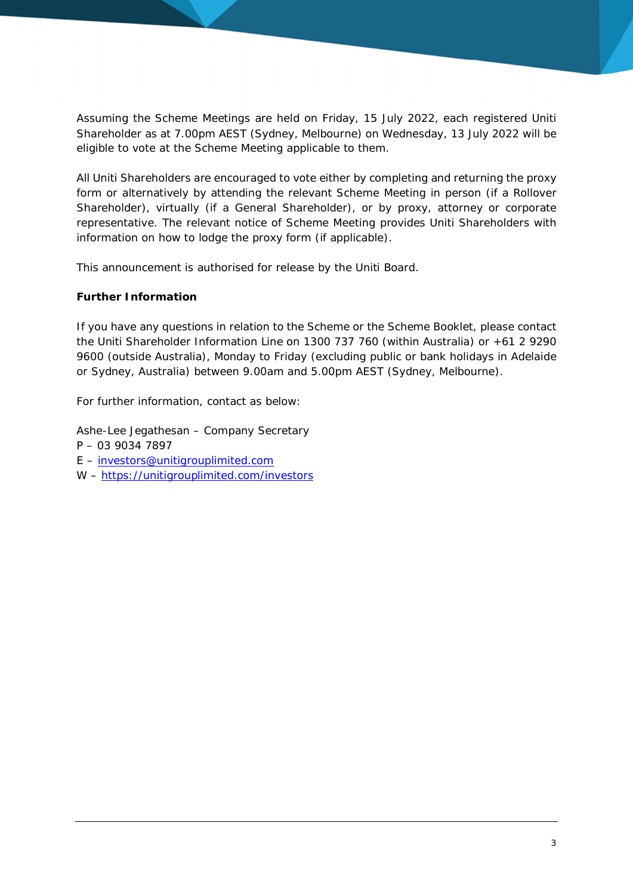Assuming the Scheme Meetings are held on Friday, 15 July 2022, each registered Uniti Shareholder as at 7.00pm AEST (Sydney, Melbourne) on Wednesday, 13 July 2022 will be eligible to vote at the Scheme Meeting applicable to them.

All Uniti Shareholders are encouraged to vote either by completing and returning the proxy form or alternatively by attending the relevant Scheme Meeting in person (if a Rollover Shareholder), virtually (if a General Shareholder), or by proxy, attorney or corporate representative. The relevant notice of Scheme Meeting provides Uniti Shareholders with information on how to lodge the proxy form (if applicable).

This announcement is authorised for release by the Uniti Board.

**Further Information**

If you have any questions in relation to the Scheme or the Scheme Booklet, please contact the Uniti Shareholder Information Line on 1300 737 760 (within Australia) or +61 2 9290 9600 (outside Australia), Monday to Friday (excluding public or bank holidays in Adelaide or Sydney, Australia) between 9.00am and 5.00pm AEST (Sydney, Melbourne).

For further information, contact as below:

Ashe-Lee Jegathesan – Company Secretary
P – 03 9034 7897
E – investors@unitigrouplimited.com
W – https://unitigrouplimited.com/investors